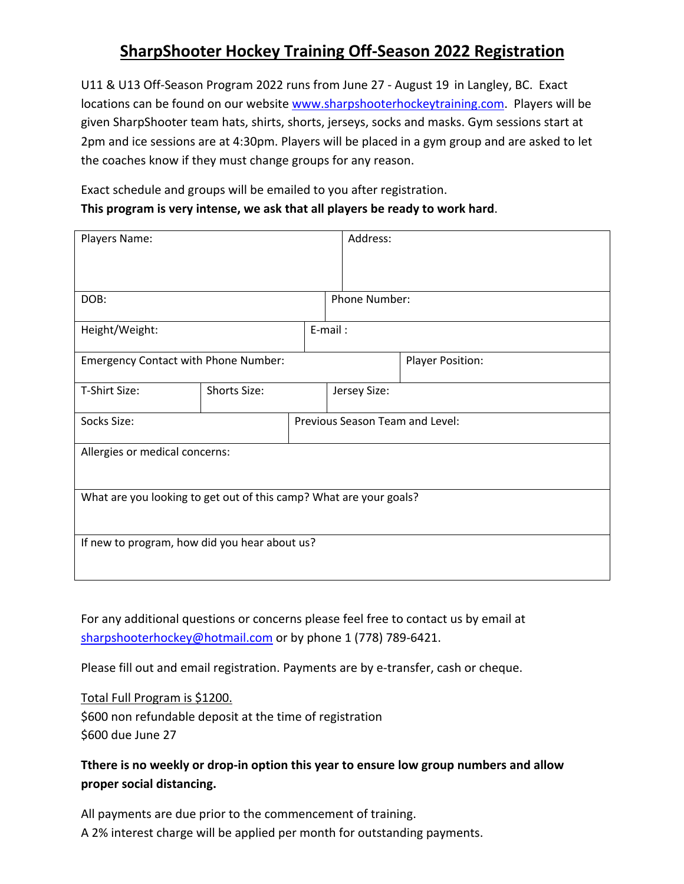# SharpShooter Hockey Training Off-Season 2022 Registration

U11 & U13 Off-Season Program 2022 runs from June 27 - August 19 in Langley, BC. Exact locations can be found on our website www.sharpshooterhockeytraining.com. Players will be given SharpShooter team hats, shirts, shorts, jerseys, socks and masks. Gym sessions start at 2pm and ice sessions are at 4:30pm. Players will be placed in a gym group and are asked to let the coaches know if they must change groups for any reason.

Exact schedule and groups will be emailed to you after registration.

**This program is very intense, we ask that all players be ready to work hard**.

| Players Name: | | Address: |
|---|---|---|
| DOB: | | Phone Number: |
| Height/Weight: | | E-mail : |
| Emergency Contact with Phone Number: | | Player Position: |
| T-Shirt Size: | Shorts Size: | Jersey Size: |
| Socks Size: | | Previous Season Team and Level: |
| Allergies or medical concerns: | | |
| What are you looking to get out of this camp? What are your goals? | | |
| If new to program, how did you hear about us? | | |

For any additional questions or concerns please feel free to contact us by email at sharpshooterhockey@hotmail.com or by phone 1 (778) 789-6421.

Please fill out and email registration. Payments are by e-transfer, cash or cheque.

Total Full Program is $1200.
$600 non refundable deposit at the time of registration
$600 due June 27

**Tthere is no weekly or drop-in option this year to ensure low group numbers and allow proper social distancing.**

All payments are due prior to the commencement of training.
A 2% interest charge will be applied per month for outstanding payments.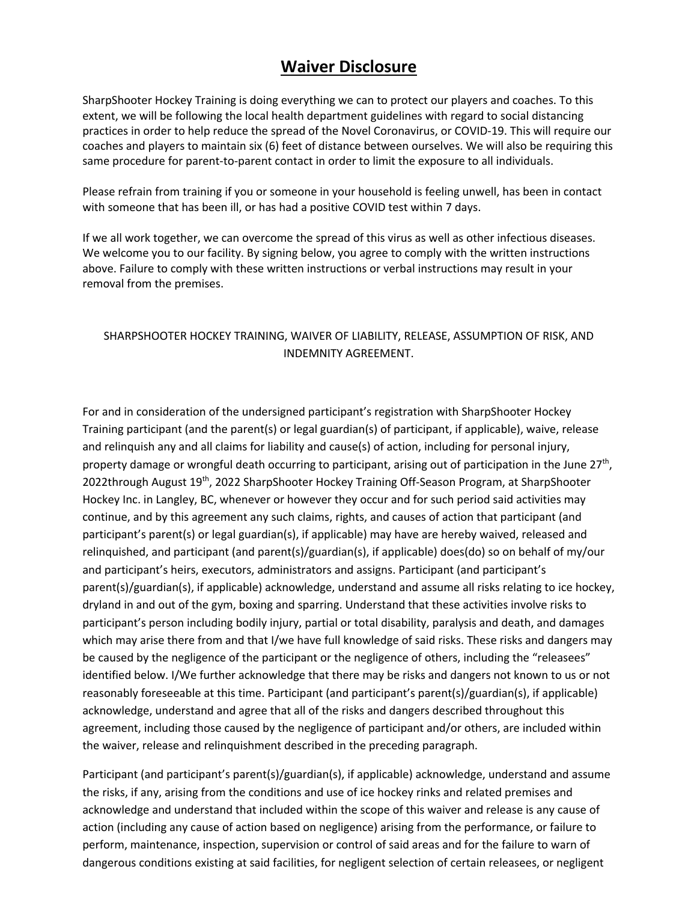# **Waiver Disclosure**

SharpShooter Hockey Training is doing everything we can to protect our players and coaches. To this extent, we will be following the local health department guidelines with regard to social distancing practices in order to help reduce the spread of the Novel Coronavirus, or COVID-19. This will require our coaches and players to maintain six (6) feet of distance between ourselves. We will also be requiring this same procedure for parent-to-parent contact in order to limit the exposure to all individuals.

Please refrain from training if you or someone in your household is feeling unwell, has been in contact with someone that has been ill, or has had a positive COVID test within 7 days.

If we all work together, we can overcome the spread of this virus as well as other infectious diseases. We welcome you to our facility. By signing below, you agree to comply with the written instructions above. Failure to comply with these written instructions or verbal instructions may result in your removal from the premises.

SHARPSHOOTER HOCKEY TRAINING, WAIVER OF LIABILITY, RELEASE, ASSUMPTION OF RISK, AND INDEMNITY AGREEMENT.

For and in consideration of the undersigned participant's registration with SharpShooter Hockey Training participant (and the parent(s) or legal guardian(s) of participant, if applicable), waive, release and relinquish any and all claims for liability and cause(s) of action, including for personal injury, property damage or wrongful death occurring to participant, arising out of participation in the June 27th, 2022through August 19th, 2022 SharpShooter Hockey Training Off-Season Program, at SharpShooter Hockey Inc. in Langley, BC, whenever or however they occur and for such period said activities may continue, and by this agreement any such claims, rights, and causes of action that participant (and participant's parent(s) or legal guardian(s), if applicable) may have are hereby waived, released and relinquished, and participant (and parent(s)/guardian(s), if applicable) does(do) so on behalf of my/our and participant's heirs, executors, administrators and assigns. Participant (and participant's parent(s)/guardian(s), if applicable) acknowledge, understand and assume all risks relating to ice hockey, dryland in and out of the gym, boxing and sparring. Understand that these activities involve risks to participant's person including bodily injury, partial or total disability, paralysis and death, and damages which may arise there from and that I/we have full knowledge of said risks. These risks and dangers may be caused by the negligence of the participant or the negligence of others, including the "releasees" identified below. I/We further acknowledge that there may be risks and dangers not known to us or not reasonably foreseeable at this time. Participant (and participant's parent(s)/guardian(s), if applicable) acknowledge, understand and agree that all of the risks and dangers described throughout this agreement, including those caused by the negligence of participant and/or others, are included within the waiver, release and relinquishment described in the preceding paragraph.

Participant (and participant's parent(s)/guardian(s), if applicable) acknowledge, understand and assume the risks, if any, arising from the conditions and use of ice hockey rinks and related premises and acknowledge and understand that included within the scope of this waiver and release is any cause of action (including any cause of action based on negligence) arising from the performance, or failure to perform, maintenance, inspection, supervision or control of said areas and for the failure to warn of dangerous conditions existing at said facilities, for negligent selection of certain releasees, or negligent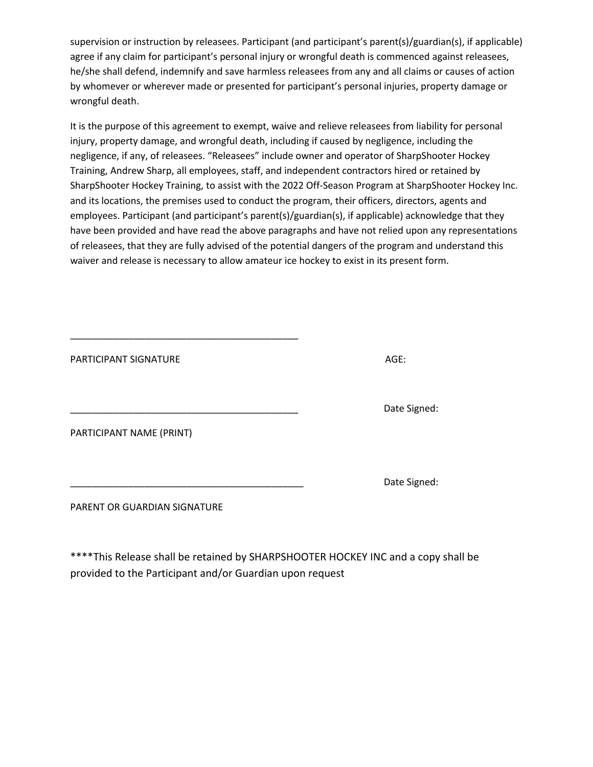supervision or instruction by releasees. Participant (and participant's parent(s)/guardian(s), if applicable) agree if any claim for participant's personal injury or wrongful death is commenced against releasees, he/she shall defend, indemnify and save harmless releasees from any and all claims or causes of action by whomever or wherever made or presented for participant's personal injuries, property damage or wrongful death.

It is the purpose of this agreement to exempt, waive and relieve releasees from liability for personal injury, property damage, and wrongful death, including if caused by negligence, including the negligence, if any, of releasees. "Releasees" include owner and operator of SharpShooter Hockey Training, Andrew Sharp, all employees, staff, and independent contractors hired or retained by SharpShooter Hockey Training, to assist with the 2022 Off-Season Program at SharpShooter Hockey Inc. and its locations, the premises used to conduct the program, their officers, directors, agents and employees. Participant (and participant's parent(s)/guardian(s), if applicable) acknowledge that they have been provided and have read the above paragraphs and have not relied upon any representations of releasees, that they are fully advised of the potential dangers of the program and understand this waiver and release is necessary to allow amateur ice hockey to exist in its present form.

\_\_\_\_\_\_\_\_\_\_\_\_\_\_\_\_\_\_\_\_\_\_\_\_\_\_\_\_\_\_\_\_\_\_\_\_\_\_\_\_\_\_\_\_

PARTICIPANT SIGNATURE AGE:

\_\_\_\_\_\_\_\_\_\_\_\_\_\_\_\_\_\_\_\_\_\_\_\_\_\_\_\_\_\_\_\_\_\_\_\_\_\_\_\_\_\_\_\_ Date Signed:

PARTICIPANT NAME (PRINT)

\_\_\_\_\_\_\_\_\_\_\_\_\_\_\_\_\_\_\_\_\_\_\_\_\_\_\_\_\_\_\_\_\_\_\_\_\_\_\_\_\_\_\_\_ Date Signed:

PARENT OR GUARDIAN SIGNATURE

****This Release shall be retained by SHARPSHOOTER HOCKEY INC and a copy shall be provided to the Participant and/or Guardian upon request